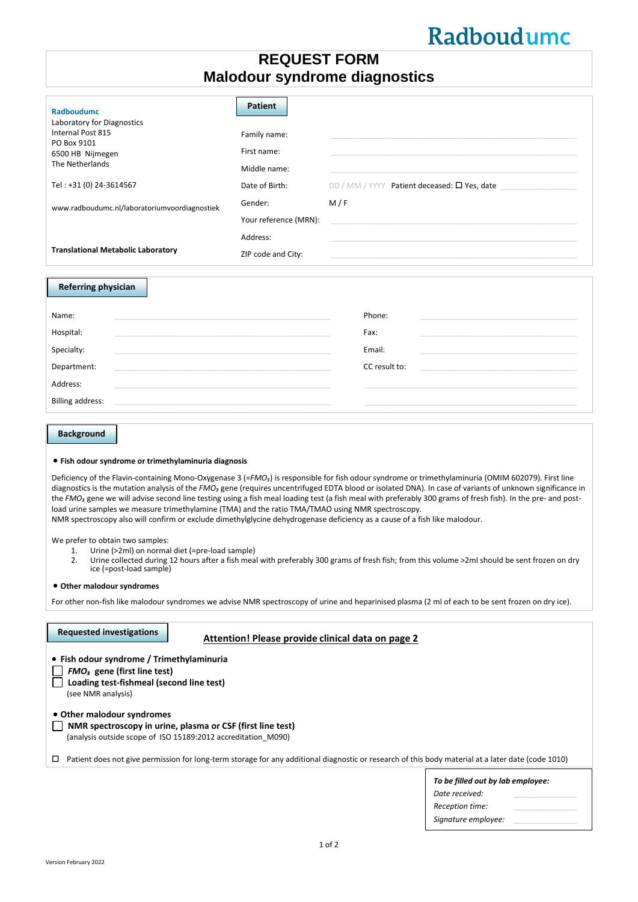Radboudumc

# REQUEST FORM
## Malodour syndrome diagnostics

**Radboudumc**
Laboratory for Diagnostics
Internal Post 815
PO Box 9101
6500 HB Nijmegen
The Netherlands

Tel : +31 (0) 24-3614567

www.radboudumc.nl/laboratoriumvoordiagnostiek

**Translational Metabolic Laboratory**

### Patient

Family name: 

First name: 

Middle name: 

Date of Birth: DD / MM / YYYY Patient deceased: ☐ Yes, date 

Gender: M / F

Your reference (MRN): 

Address: 

ZIP code and City: 

### Referring physician

| | | | |
|---|---|---|---|
| Name: | | Phone: | |
| Hospital: | | Fax: | |
| Specialty: | | Email: | |
| Department: | | CC result to: | |
| Address: | | | |
| Billing address: | | | |

### Background

- **Fish odour syndrome or trimethylaminuria diagnosis**

Deficiency of the Flavin-containing Mono-Oxygenase 3 (=*$FMO_3$*) is responsible for fish odour syndrome or trimethylaminuria (OMIM 602079). First line diagnostics is the mutation analysis of the *$FMO_3$* gene (requires uncentrifuged EDTA blood or isolated DNA). In case of variants of unknown significance in the *$FMO_3$* gene we will advise second line testing using a fish meal loading test (a fish meal with preferably 300 grams of fresh fish). In the pre- and post-load urine samples we measure trimethylamine (TMA) and the ratio TMA/TMAO using NMR spectroscopy.
NMR spectroscopy also will confirm or exclude dimethylglycine dehydrogenase deficiency as a cause of a fish like malodour.

We prefer to obtain two samples:

1. Urine (>2ml) on normal diet (=pre-load sample)
2. Urine collected during 12 hours after a fish meal with preferably 300 grams of fresh fish; from this volume >2ml should be sent frozen on dry ice (=post-load sample)

- **Other malodour syndromes**

For other non-fish like malodour syndromes we advise NMR spectroscopy of urine and heparinised plasma (2 ml of each to be sent frozen on dry ice).

### Requested investigations

**Attention! Please provide clinical data on page 2**

- **Fish odour syndrome / Trimethylaminuria**

☐ ***$FMO_3$* gene (first line test)**
☐ **Loading test-fishmeal (second line test)**
(see NMR analysis)

- **Other malodour syndromes**

☐ **NMR spectroscopy in urine, plasma or CSF (first line test)**
(analysis outside scope of ISO 15189:2012 accreditation_M090)

☐ Patient does not give permission for long-term storage for any additional diagnostic or research of this body material at a later date (code 1010)

***To be filled out by lab employee:***
*Date received:* 
*Reception time:* 
*Signature employee:* 

Version February 2022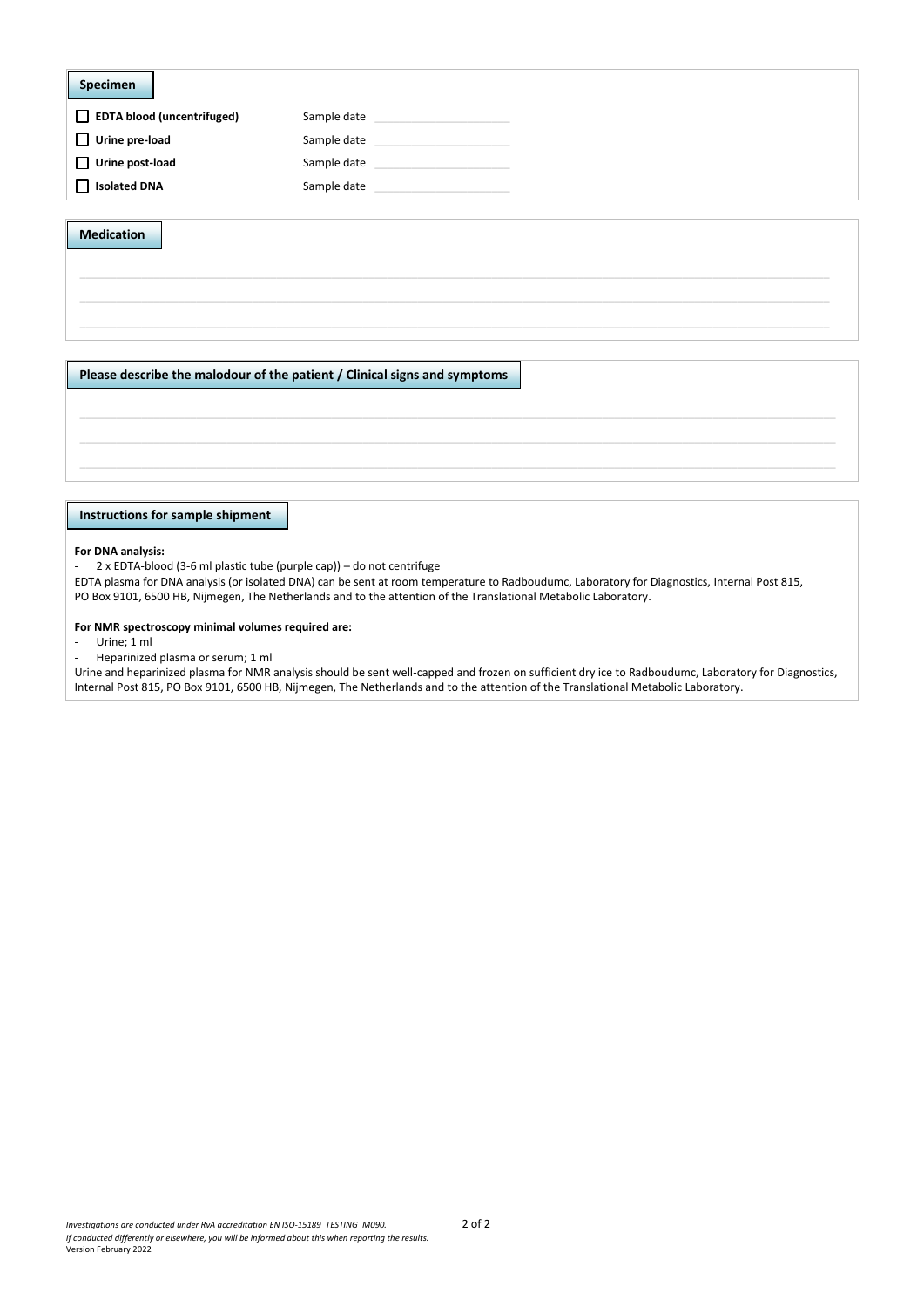## Specimen

☐ **EDTA blood (uncentrifuged)** Sample date \_\_\_\_\_\_\_\_\_\_\_\_\_\_\_\_\_\_\_\_

☐ **Urine pre-load** Sample date \_\_\_\_\_\_\_\_\_\_\_\_\_\_\_\_\_\_\_\_

☐ **Urine post-load** Sample date \_\_\_\_\_\_\_\_\_\_\_\_\_\_\_\_\_\_\_\_

☐ **Isolated DNA** Sample date \_\_\_\_\_\_\_\_\_\_\_\_\_\_\_\_\_\_\_\_

## Medication

\_\_\_\_\_\_\_\_\_\_\_\_\_\_\_\_\_\_\_\_\_\_\_\_\_\_\_\_\_\_\_\_\_\_\_\_\_\_\_\_\_\_\_\_\_\_\_\_\_\_\_\_\_\_\_\_\_\_\_\_

\_\_\_\_\_\_\_\_\_\_\_\_\_\_\_\_\_\_\_\_\_\_\_\_\_\_\_\_\_\_\_\_\_\_\_\_\_\_\_\_\_\_\_\_\_\_\_\_\_\_\_\_\_\_\_\_\_\_\_\_

\_\_\_\_\_\_\_\_\_\_\_\_\_\_\_\_\_\_\_\_\_\_\_\_\_\_\_\_\_\_\_\_\_\_\_\_\_\_\_\_\_\_\_\_\_\_\_\_\_\_\_\_\_\_\_\_\_\_\_\_

## Please describe the malodour of the patient / Clinical signs and symptoms

\_\_\_\_\_\_\_\_\_\_\_\_\_\_\_\_\_\_\_\_\_\_\_\_\_\_\_\_\_\_\_\_\_\_\_\_\_\_\_\_\_\_\_\_\_\_\_\_\_\_\_\_\_\_\_\_\_\_\_\_

\_\_\_\_\_\_\_\_\_\_\_\_\_\_\_\_\_\_\_\_\_\_\_\_\_\_\_\_\_\_\_\_\_\_\_\_\_\_\_\_\_\_\_\_\_\_\_\_\_\_\_\_\_\_\_\_\_\_\_\_

\_\_\_\_\_\_\_\_\_\_\_\_\_\_\_\_\_\_\_\_\_\_\_\_\_\_\_\_\_\_\_\_\_\_\_\_\_\_\_\_\_\_\_\_\_\_\_\_\_\_\_\_\_\_\_\_\_\_\_\_

## Instructions for sample shipment

**For DNA analysis:**

- 2 x EDTA-blood (3-6 ml plastic tube (purple cap)) – do not centrifuge

EDTA plasma for DNA analysis (or isolated DNA) can be sent at room temperature to Radboudumc, Laboratory for Diagnostics, Internal Post 815, PO Box 9101, 6500 HB, Nijmegen, The Netherlands and to the attention of the Translational Metabolic Laboratory.

**For NMR spectroscopy minimal volumes required are:**

- Urine; 1 ml
- Heparinized plasma or serum; 1 ml

Urine and heparinized plasma for NMR analysis should be sent well-capped and frozen on sufficient dry ice to Radboudumc, Laboratory for Diagnostics, Internal Post 815, PO Box 9101, 6500 HB, Nijmegen, The Netherlands and to the attention of the Translational Metabolic Laboratory.

*Investigations are conducted under RvA accreditation EN ISO-15189_TESTING_M090.*
*If conducted differently or elsewhere, you will be informed about this when reporting the results.*
Version February 2022